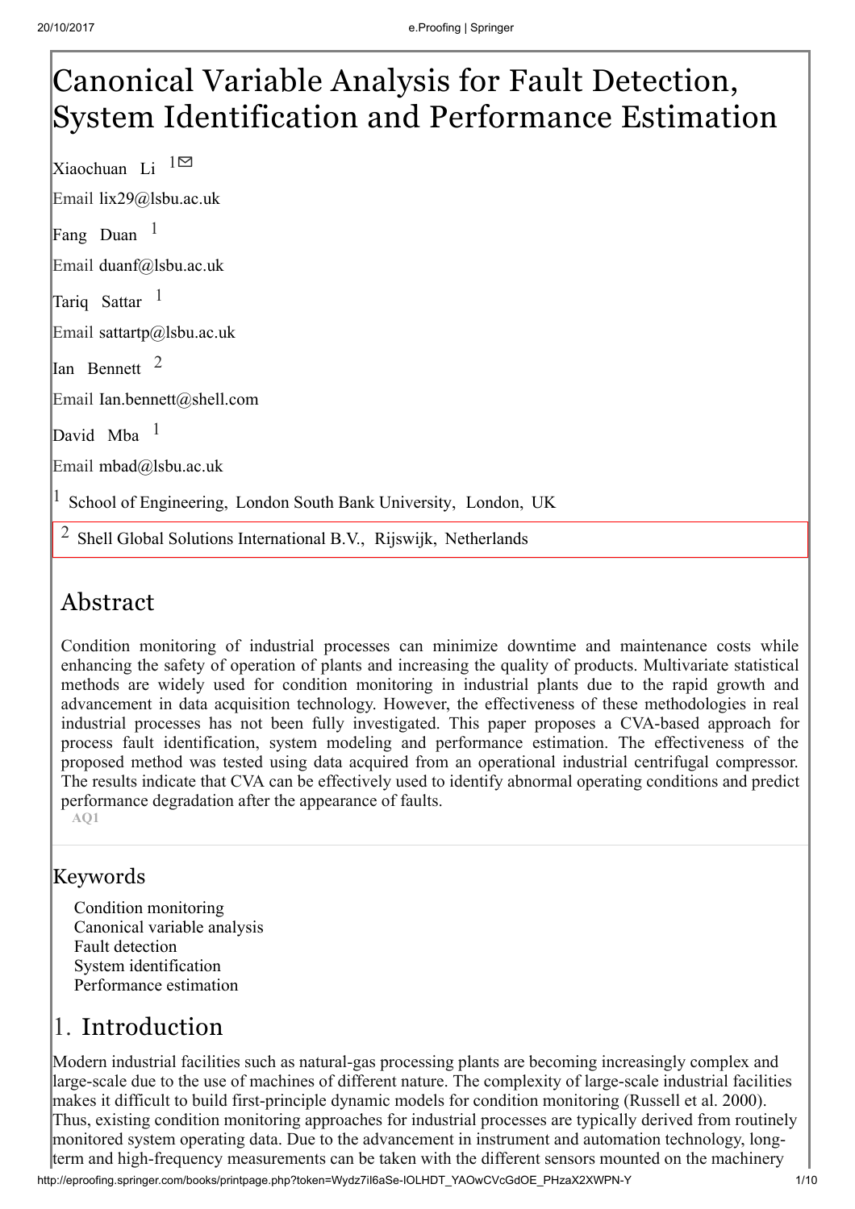# Canonical Variable Analysis for Fault Detection, System Identification and Performance Estimation

Xiaochuan Li [1]

Email lix29@lsbu.ac.uk

Fang Duan [1]

Email duanf@lsbu.ac.uk

Tariq Sattar [1]

Email sattartp@lsbu.ac.uk

Ian Bennett [2]

Email Ian.bennett@shell.com

David Mba [1]

Email mbad@lsbu.ac.uk

[1] School of Engineering, London South Bank University, London, UK

[2] Shell Global Solutions International B.V., Rijswijk, Netherlands

## Abstract

Condition monitoring of industrial processes can minimize downtime and maintenance costs while enhancing the safety of operation of plants and increasing the quality of products. Multivariate statistical methods are widely used for condition monitoring in industrial plants due to the rapid growth and advancement in data acquisition technology. However, the effectiveness of these methodologies in real industrial processes has not been fully investigated. This paper proposes a CVA-based approach for process fault identification, system modeling and performance estimation. The effectiveness of the proposed method was tested using data acquired from an operational industrial centrifugal compressor. The results indicate that CVA can be effectively used to identify abnormal operating conditions and predict performance degradation after the appearance of faults.

AQ1

## Keywords

Condition monitoring
Canonical variable analysis
Fault detection
System identification
Performance estimation

## 1. Introduction

Modern industrial facilities such as natural-gas processing plants are becoming increasingly complex and large-scale due to the use of machines of different nature. The complexity of large-scale industrial facilities makes it difficult to build first-principle dynamic models for condition monitoring (Russell et al. 2000). Thus, existing condition monitoring approaches for industrial processes are typically derived from routinely monitored system operating data. Due to the advancement in instrument and automation technology, long-term and high-frequency measurements can be taken with the different sensors mounted on the machinery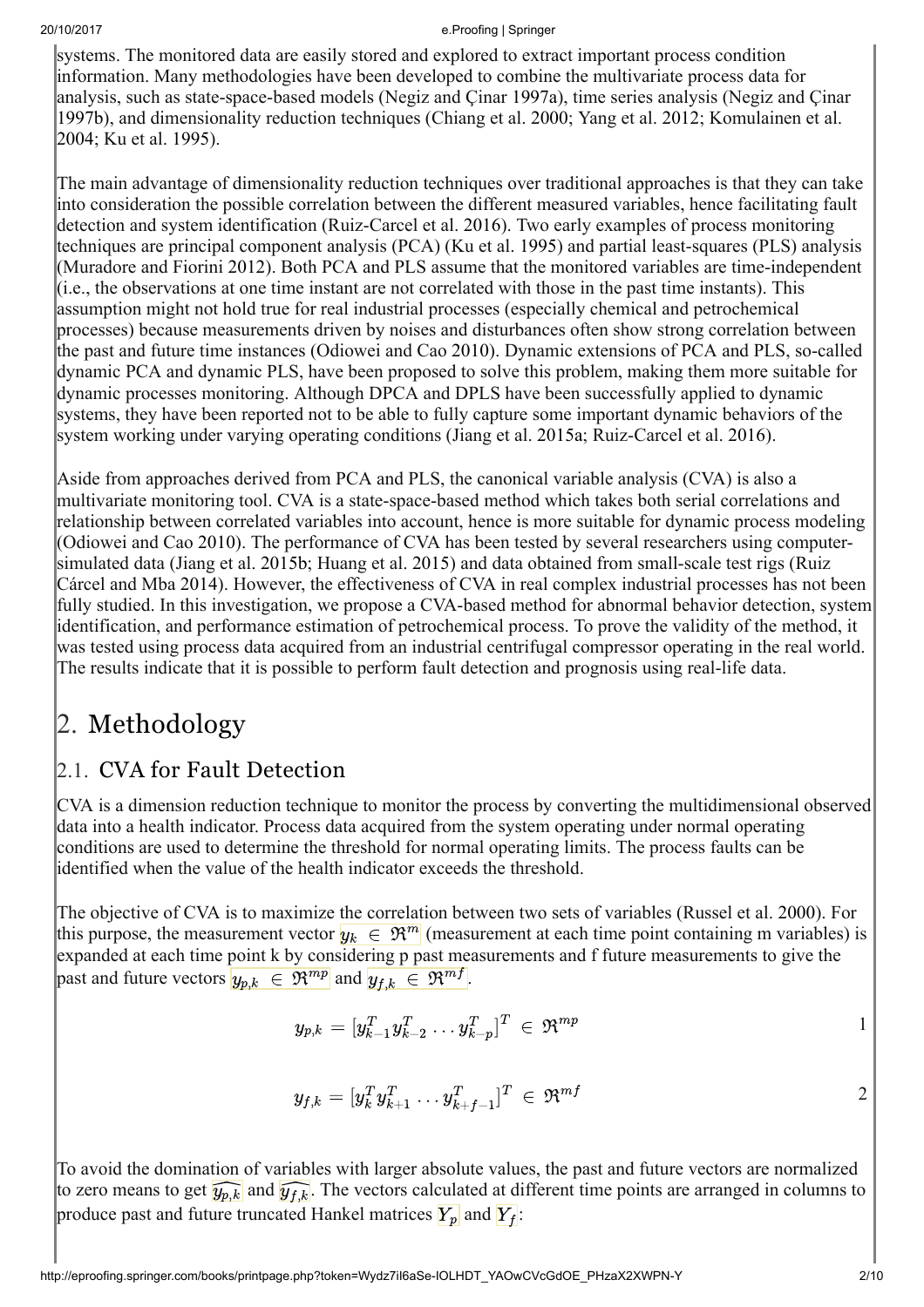systems. The monitored data are easily stored and explored to extract important process condition information. Many methodologies have been developed to combine the multivariate process data for analysis, such as state-space-based models (Negiz and Çinar 1997a), time series analysis (Negiz and Çinar 1997b), and dimensionality reduction techniques (Chiang et al. 2000; Yang et al. 2012; Komulainen et al. 2004; Ku et al. 1995).

The main advantage of dimensionality reduction techniques over traditional approaches is that they can take into consideration the possible correlation between the different measured variables, hence facilitating fault detection and system identification (Ruiz-Carcel et al. 2016). Two early examples of process monitoring techniques are principal component analysis (PCA) (Ku et al. 1995) and partial least-squares (PLS) analysis (Muradore and Fiorini 2012). Both PCA and PLS assume that the monitored variables are time-independent (i.e., the observations at one time instant are not correlated with those in the past time instants). This assumption might not hold true for real industrial processes (especially chemical and petrochemical processes) because measurements driven by noises and disturbances often show strong correlation between the past and future time instances (Odiowei and Cao 2010). Dynamic extensions of PCA and PLS, so-called dynamic PCA and dynamic PLS, have been proposed to solve this problem, making them more suitable for dynamic processes monitoring. Although DPCA and DPLS have been successfully applied to dynamic systems, they have been reported not to be able to fully capture some important dynamic behaviors of the system working under varying operating conditions (Jiang et al. 2015a; Ruiz-Carcel et al. 2016).

Aside from approaches derived from PCA and PLS, the canonical variable analysis (CVA) is also a multivariate monitoring tool. CVA is a state-space-based method which takes both serial correlations and relationship between correlated variables into account, hence is more suitable for dynamic process modeling (Odiowei and Cao 2010). The performance of CVA has been tested by several researchers using computer-simulated data (Jiang et al. 2015b; Huang et al. 2015) and data obtained from small-scale test rigs (Ruiz Cárcel and Mba 2014). However, the effectiveness of CVA in real complex industrial processes has not been fully studied. In this investigation, we propose a CVA-based method for abnormal behavior detection, system identification, and performance estimation of petrochemical process. To prove the validity of the method, it was tested using process data acquired from an industrial centrifugal compressor operating in the real world. The results indicate that it is possible to perform fault detection and prognosis using real-life data.

# 2. Methodology

## 2.1. CVA for Fault Detection

CVA is a dimension reduction technique to monitor the process by converting the multidimensional observed data into a health indicator. Process data acquired from the system operating under normal operating conditions are used to determine the threshold for normal operating limits. The process faults can be identified when the value of the health indicator exceeds the threshold.

The objective of CVA is to maximize the correlation between two sets of variables (Russel et al. 2000). For this purpose, the measurement vector $y_k \in \Re^m$ (measurement at each time point containing m variables) is expanded at each time point k by considering p past measurements and f future measurements to give the past and future vectors $y_{p,k} \in \Re^{mp}$ and $y_{f,k} \in \Re^{mf}$.

$$y_{p,k} = [y_{k-1}^T y_{k-2}^T \dots y_{k-p}^T]^T \in \Re^{mp} \tag{1}$$

$$y_{f,k} = [y_k^T y_{k+1}^T \dots y_{k+f-1}^T]^T \in \Re^{mf} \tag{2}$$

To avoid the domination of variables with larger absolute values, the past and future vectors are normalized to zero means to get $\widehat{y_{p,k}}$ and $\widehat{y_{f,k}}$. The vectors calculated at different time points are arranged in columns to produce past and future truncated Hankel matrices $Y_p$ and $Y_f$: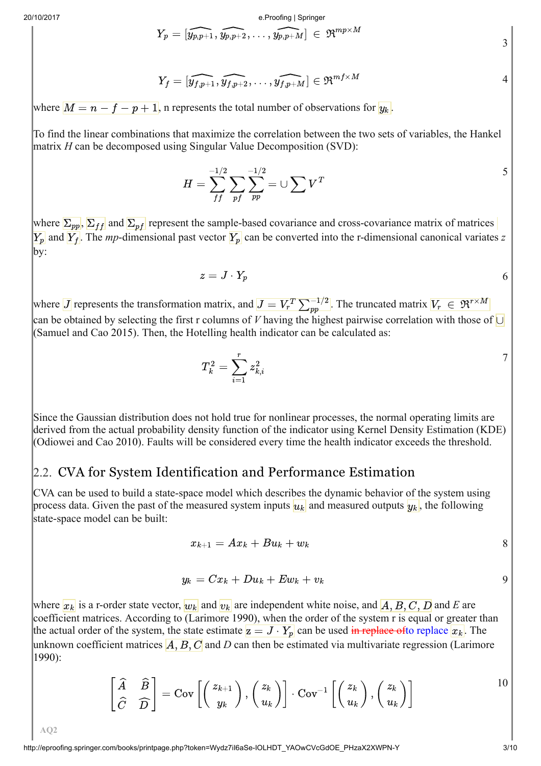$$Y_p = [\widehat{y_{p,p+1}}, \widehat{y_{p,p+2}}, \ldots, \widehat{y_{p,p+M}}] \in \Re^{mp \times M} \quad (3)$$

$$Y_f = [\widehat{y_{f,p+1}}, \widehat{y_{f,p+2}}, \ldots, \widehat{y_{f,p+M}}] \in \Re^{mf \times M} \quad (4)$$

where $M = n - f - p + 1$, n represents the total number of observations for $y_k$.

To find the linear combinations that maximize the correlation between the two sets of variables, the Hankel matrix $H$ can be decomposed using Singular Value Decomposition (SVD):

$$H = \sum_{ff}^{-1/2} \sum_{pf} \sum_{pp}^{-1/2} = \cup \sum V^T \quad (5)$$

where $\Sigma_{pp}$, $\Sigma_{ff}$ and $\Sigma_{pf}$ represent the sample-based covariance and cross-covariance matrix of matrices $Y_p$ and $Y_f$. The *mp*-dimensional past vector $Y_p$ can be converted into the r-dimensional canonical variates $z$ by:

$$z = J \cdot Y_p \quad (6)$$

where $J$ represents the transformation matrix, and $J = V_r^T \sum_{pp}^{-1/2}$. The truncated matrix $V_r \in \Re^{r \times M}$ can be obtained by selecting the first r columns of $V$ having the highest pairwise correlation with those of $\cup$ (Samuel and Cao 2015). Then, the Hotelling health indicator can be calculated as:

$$T_k^2 = \sum_{i=1}^{r} z_{k,i}^2 \quad (7)$$

Since the Gaussian distribution does not hold true for nonlinear processes, the normal operating limits are derived from the actual probability density function of the indicator using Kernel Density Estimation (KDE) (Odiowei and Cao 2010). Faults will be considered every time the health indicator exceeds the threshold.

## 2.2. CVA for System Identification and Performance Estimation

CVA can be used to build a state-space model which describes the dynamic behavior of the system using process data. Given the past of the measured system inputs $u_k$ and measured outputs $y_k$, the following state-space model can be built:

$$x_{k+1} = Ax_k + Bu_k + w_k \quad (8)$$

$$y_k = Cx_k + Du_k + Ew_k + v_k \quad (9)$$

where $x_k$ is a r-order state vector, $w_k$ and $v_k$ are independent white noise, and $A, B, C, D$ and $E$ are coefficient matrices. According to (Larimore 1990), when the order of the system r is equal or greater than the actual order of the system, the state estimate $z = J \cdot Y_p$ can be used ~~in replace of~~to replace $x_k$. The unknown coefficient matrices $A, B, C$ and $D$ can then be estimated via multivariate regression (Larimore 1990):

$$\begin{bmatrix} \widehat{A} & \widehat{B} \\ \widehat{C} & \widehat{D} \end{bmatrix} = \mathrm{Cov}\left[\begin{pmatrix} z_{k+1} \\ y_k \end{pmatrix}, \begin{pmatrix} z_k \\ u_k \end{pmatrix}\right] \cdot \mathrm{Cov}^{-1}\left[\begin{pmatrix} z_k \\ u_k \end{pmatrix}, \begin{pmatrix} z_k \\ u_k \end{pmatrix}\right] \quad (10)$$

AQ2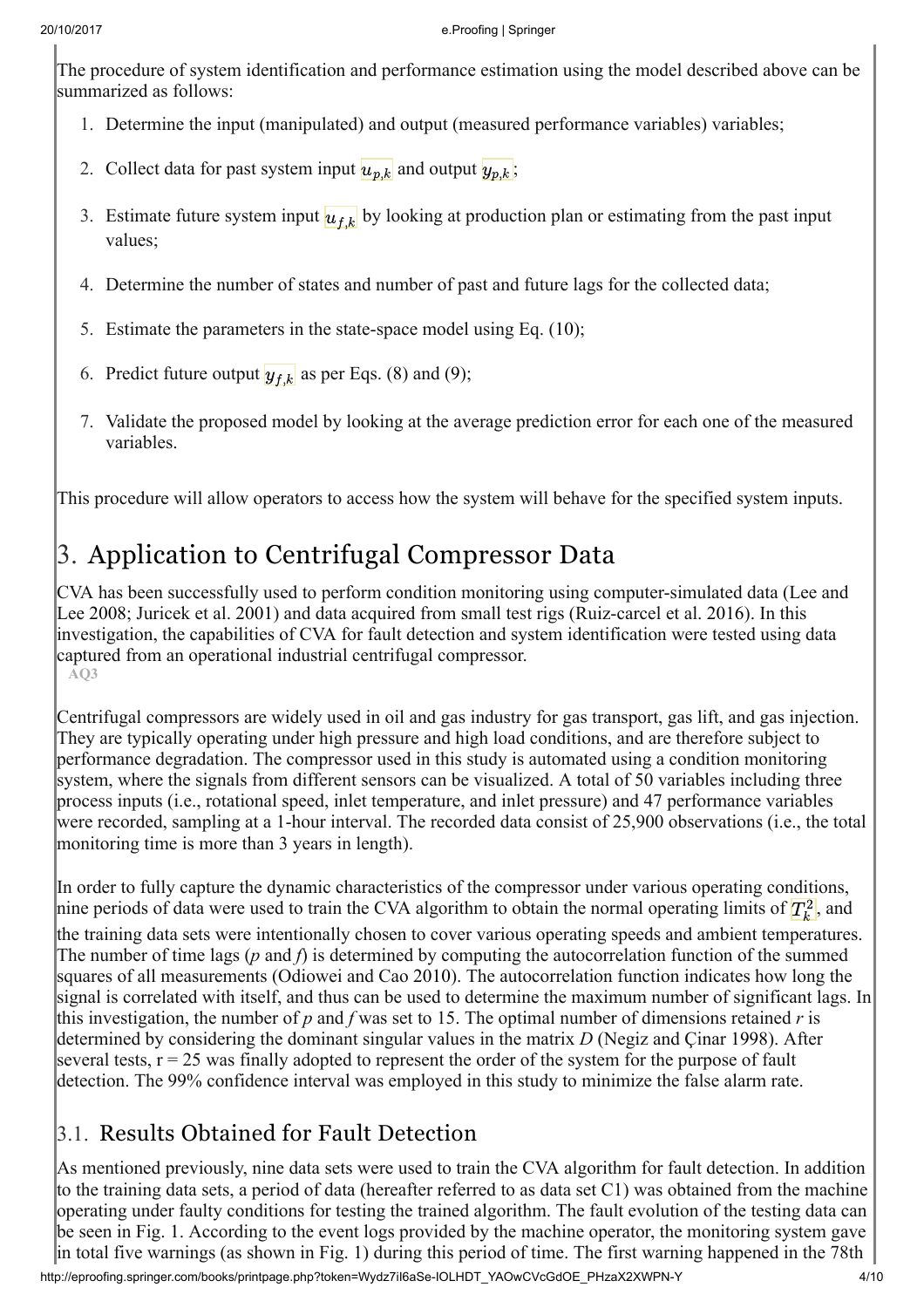The procedure of system identification and performance estimation using the model described above can be summarized as follows:

1. Determine the input (manipulated) and output (measured performance variables) variables;
2. Collect data for past system input $u_{p,k}$ and output $y_{p,k}$;
3. Estimate future system input $u_{f,k}$ by looking at production plan or estimating from the past input values;
4. Determine the number of states and number of past and future lags for the collected data;
5. Estimate the parameters in the state-space model using Eq. (10);
6. Predict future output $y_{f,k}$ as per Eqs. (8) and (9);
7. Validate the proposed model by looking at the average prediction error for each one of the measured variables.

This procedure will allow operators to access how the system will behave for the specified system inputs.

## 3. Application to Centrifugal Compressor Data

CVA has been successfully used to perform condition monitoring using computer-simulated data (Lee and Lee 2008; Juricek et al. 2001) and data acquired from small test rigs (Ruiz-carcel et al. 2016). In this investigation, the capabilities of CVA for fault detection and system identification were tested using data captured from an operational industrial centrifugal compressor.
AQ3

Centrifugal compressors are widely used in oil and gas industry for gas transport, gas lift, and gas injection. They are typically operating under high pressure and high load conditions, and are therefore subject to performance degradation. The compressor used in this study is automated using a condition monitoring system, where the signals from different sensors can be visualized. A total of 50 variables including three process inputs (i.e., rotational speed, inlet temperature, and inlet pressure) and 47 performance variables were recorded, sampling at a 1-hour interval. The recorded data consist of 25,900 observations (i.e., the total monitoring time is more than 3 years in length).

In order to fully capture the dynamic characteristics of the compressor under various operating conditions, nine periods of data were used to train the CVA algorithm to obtain the normal operating limits of $T_k^2$, and the training data sets were intentionally chosen to cover various operating speeds and ambient temperatures. The number of time lags (*p* and *f*) is determined by computing the autocorrelation function of the summed squares of all measurements (Odiowei and Cao 2010). The autocorrelation function indicates how long the signal is correlated with itself, and thus can be used to determine the maximum number of significant lags. In this investigation, the number of *p* and *f* was set to 15. The optimal number of dimensions retained *r* is determined by considering the dominant singular values in the matrix *D* (Negiz and Çinar 1998). After several tests, $r = 25$ was finally adopted to represent the order of the system for the purpose of fault detection. The 99% confidence interval was employed in this study to minimize the false alarm rate.

### 3.1. Results Obtained for Fault Detection

As mentioned previously, nine data sets were used to train the CVA algorithm for fault detection. In addition to the training data sets, a period of data (hereafter referred to as data set C1) was obtained from the machine operating under faulty conditions for testing the trained algorithm. The fault evolution of the testing data can be seen in Fig. 1. According to the event logs provided by the machine operator, the monitoring system gave in total five warnings (as shown in Fig. 1) during this period of time. The first warning happened in the 78th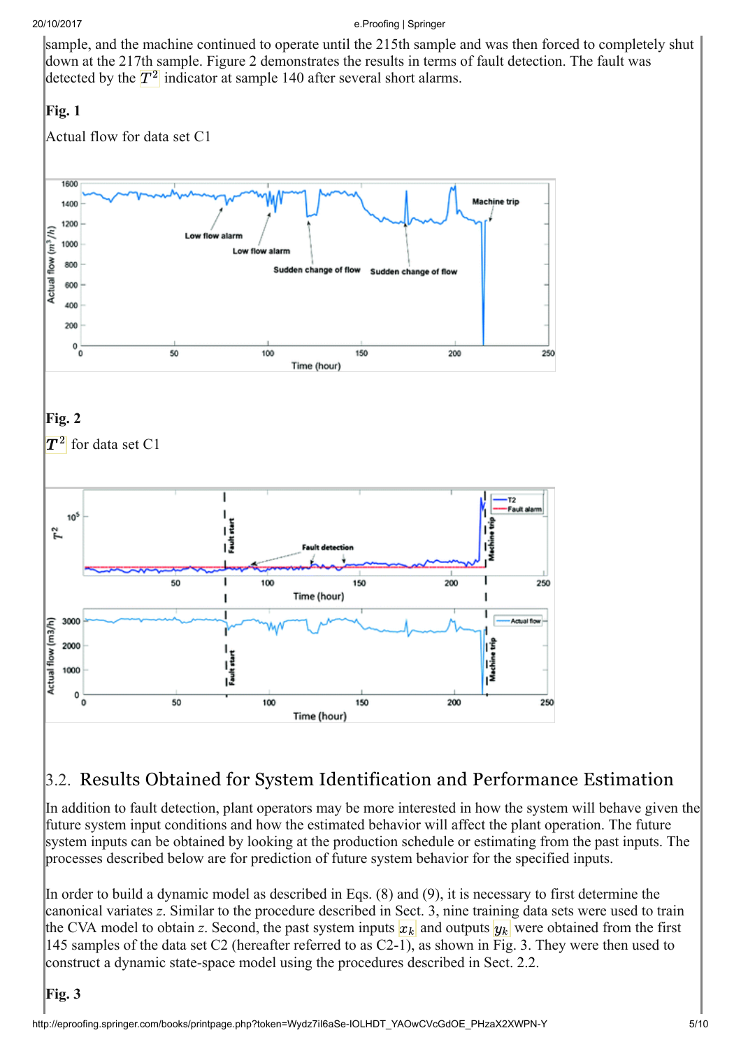sample, and the machine continued to operate until the 215th sample and was then forced to completely shut down at the 217th sample. Figure 2 demonstrates the results in terms of fault detection. The fault was detected by the $T^2$ indicator at sample 140 after several short alarms.

**Fig. 1**

Actual flow for data set C1

**Fig. 2**

$T^2$ for data set C1

## 3.2. Results Obtained for System Identification and Performance Estimation

In addition to fault detection, plant operators may be more interested in how the system will behave given the future system input conditions and how the estimated behavior will affect the plant operation. The future system inputs can be obtained by looking at the production schedule or estimating from the past inputs. The processes described below are for prediction of future system behavior for the specified inputs.

In order to build a dynamic model as described in Eqs. (8) and (9), it is necessary to first determine the canonical variates *z*. Similar to the procedure described in Sect. 3, nine training data sets were used to train the CVA model to obtain *z*. Second, the past system inputs $x_k$ and outputs $y_k$ were obtained from the first 145 samples of the data set C2 (hereafter referred to as C2-1), as shown in Fig. 3. They were then used to construct a dynamic state-space model using the procedures described in Sect. 2.2.

**Fig. 3**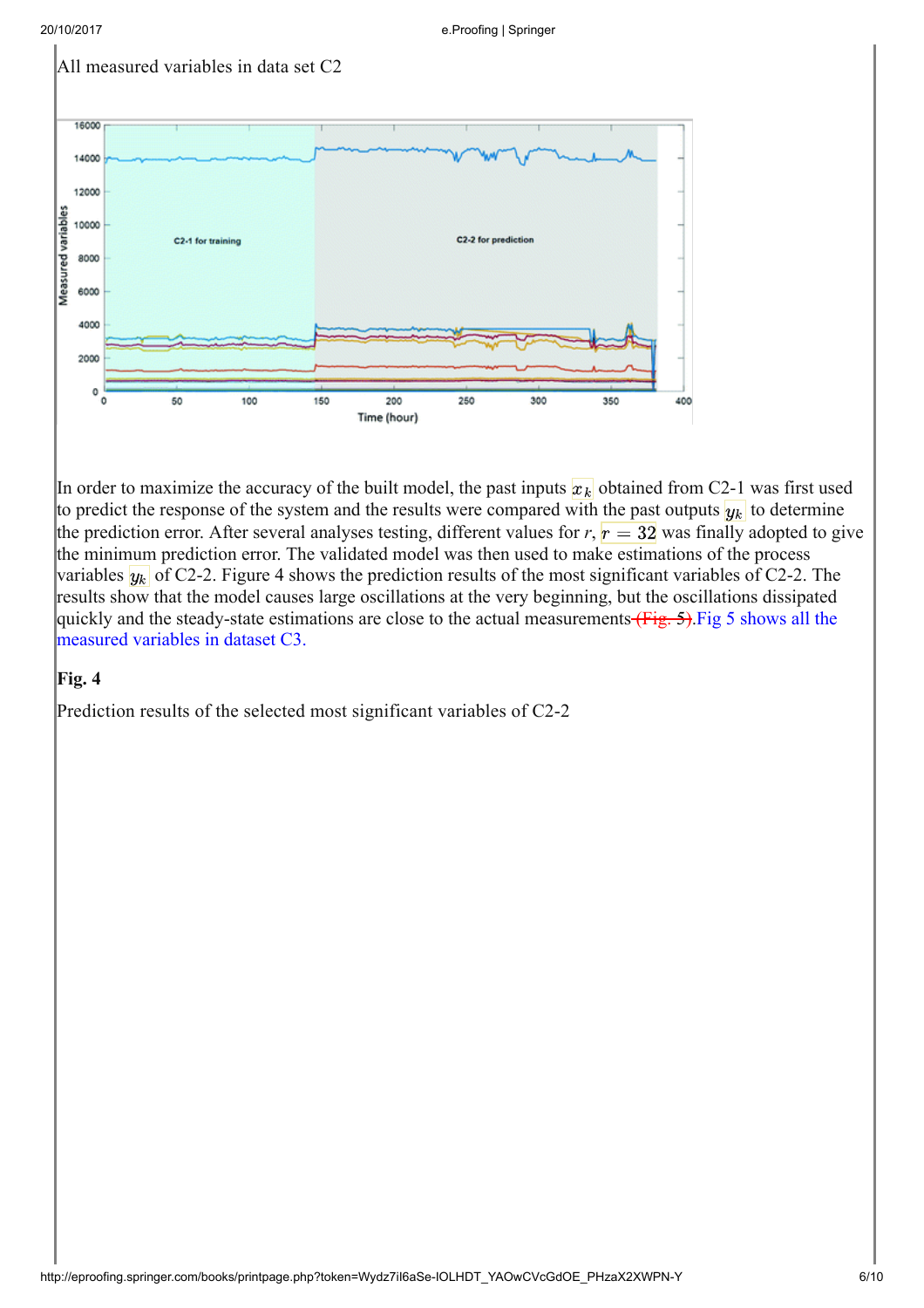All measured variables in data set C2

In order to maximize the accuracy of the built model, the past inputs $x_k$ obtained from C2-1 was first used to predict the response of the system and the results were compared with the past outputs $y_k$ to determine the prediction error. After several analyses testing, different values for $r$, $r = 32$ was finally adopted to give the minimum prediction error. The validated model was then used to make estimations of the process variables $y_k$ of C2-2. Figure 4 shows the prediction results of the most significant variables of C2-2. The results show that the model causes large oscillations at the very beginning, but the oscillations dissipated quickly and the steady-state estimations are close to the actual measurements (Fig. 5). Fig 5 shows all the measured variables in dataset C3.

**Fig. 4**

Prediction results of the selected most significant variables of C2-2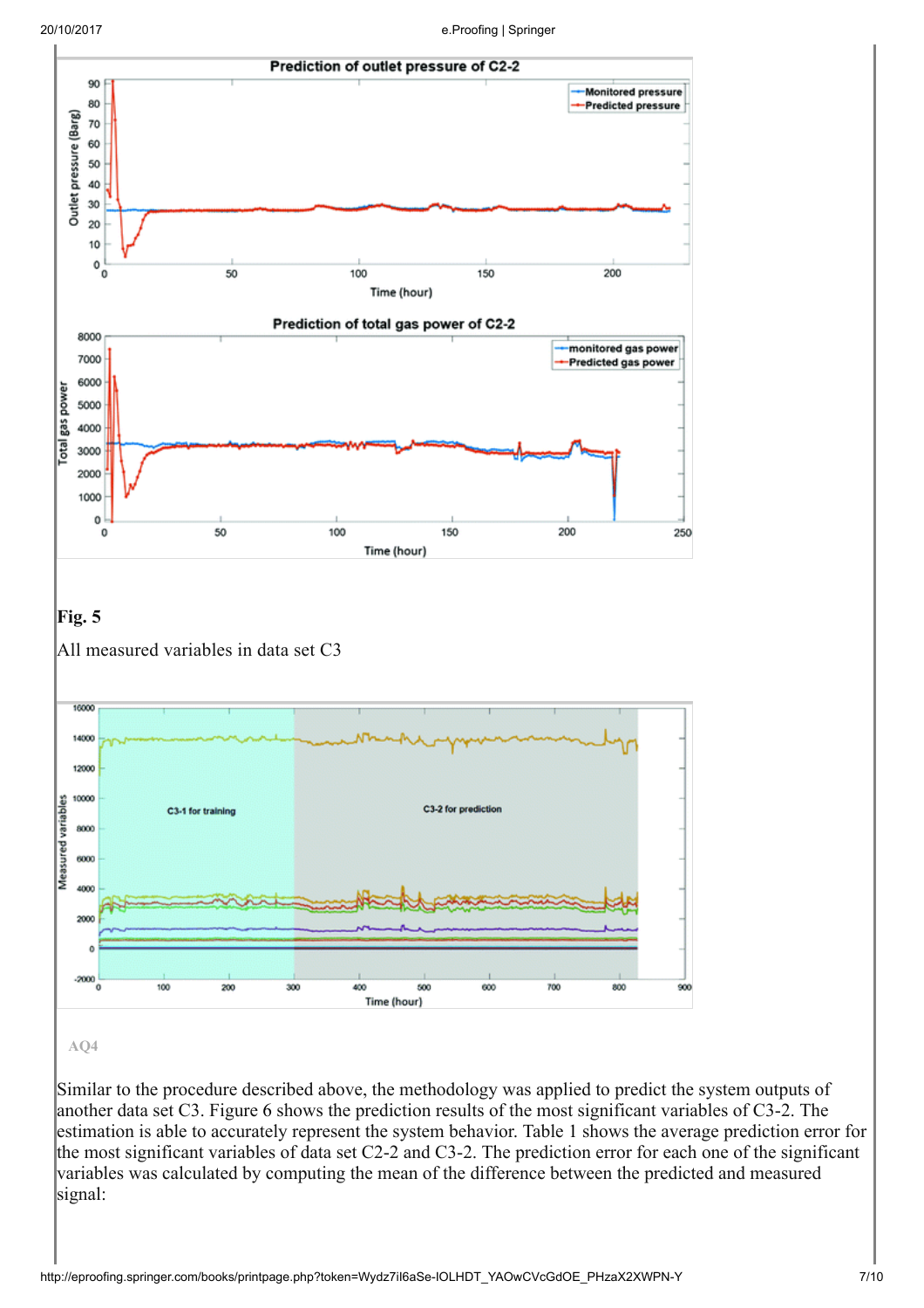**Fig. 5**

All measured variables in data set C3

AQ4

Similar to the procedure described above, the methodology was applied to predict the system outputs of another data set C3. Figure 6 shows the prediction results of the most significant variables of C3-2. The estimation is able to accurately represent the system behavior. Table 1 shows the average prediction error for the most significant variables of data set C2-2 and C3-2. The prediction error for each one of the significant variables was calculated by computing the mean of the difference between the predicted and measured signal: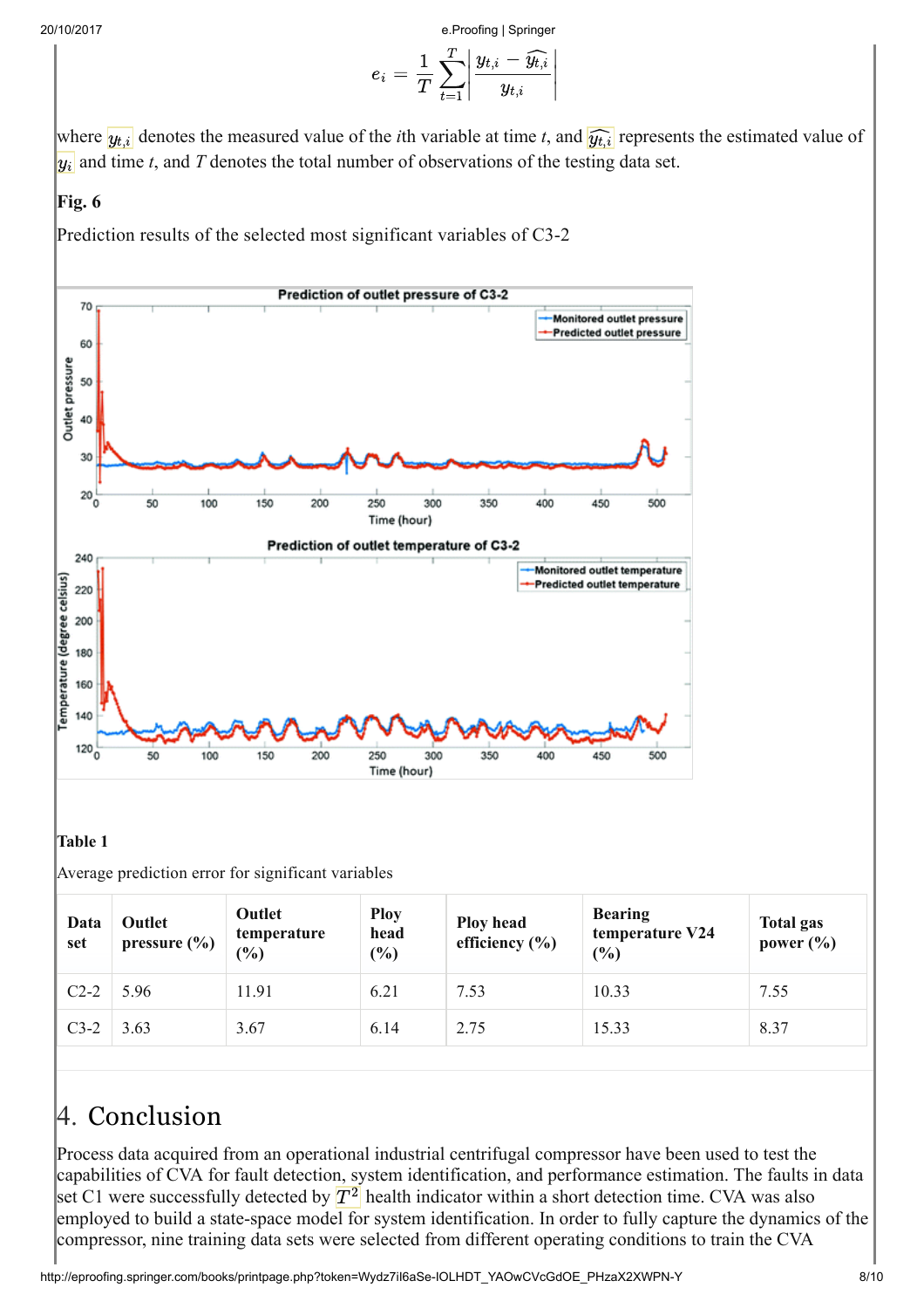$$e_i = \frac{1}{T}\sum_{t=1}^{T}\left|\frac{y_{t,i} - \widehat{y_{t,i}}}{y_{t,i}}\right|$$

where $y_{t,i}$ denotes the measured value of the $i$th variable at time $t$, and $\widehat{y_{t,i}}$ represents the estimated value of $y_i$ and time $t$, and $T$ denotes the total number of observations of the testing data set.

**Fig. 6**

Prediction results of the selected most significant variables of C3-2

**Table 1**

Average prediction error for significant variables

| Data set | Outlet pressure (%) | Outlet temperature (%) | Ploy head (%) | Ploy head efficiency (%) | Bearing temperature V24 (%) | Total gas power (%) |
|---|---|---|---|---|---|---|
| C2-2 | 5.96 | 11.91 | 6.21 | 7.53 | 10.33 | 7.55 |
| C3-2 | 3.63 | 3.67 | 6.14 | 2.75 | 15.33 | 8.37 |

# 4. Conclusion

Process data acquired from an operational industrial centrifugal compressor have been used to test the capabilities of CVA for fault detection, system identification, and performance estimation. The faults in data set C1 were successfully detected by $T^2$ health indicator within a short detection time. CVA was also employed to build a state-space model for system identification. In order to fully capture the dynamics of the compressor, nine training data sets were selected from different operating conditions to train the CVA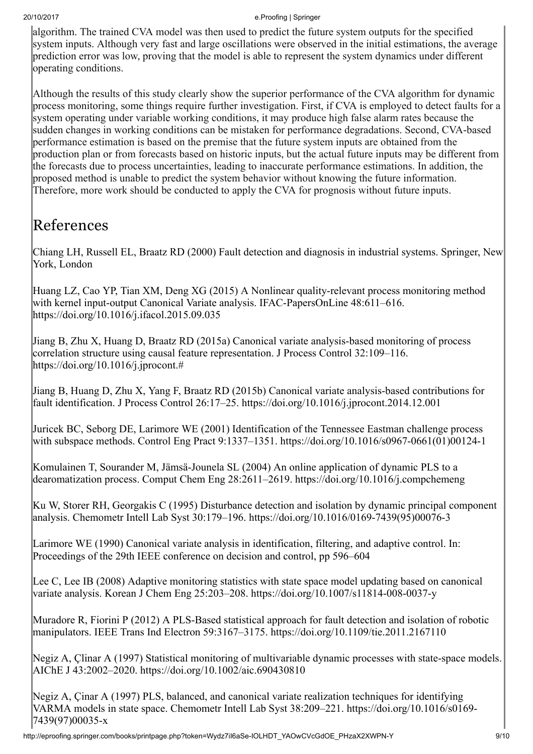algorithm. The trained CVA model was then used to predict the future system outputs for the specified system inputs. Although very fast and large oscillations were observed in the initial estimations, the average prediction error was low, proving that the model is able to represent the system dynamics under different operating conditions.

Although the results of this study clearly show the superior performance of the CVA algorithm for dynamic process monitoring, some things require further investigation. First, if CVA is employed to detect faults for a system operating under variable working conditions, it may produce high false alarm rates because the sudden changes in working conditions can be mistaken for performance degradations. Second, CVA-based performance estimation is based on the premise that the future system inputs are obtained from the production plan or from forecasts based on historic inputs, but the actual future inputs may be different from the forecasts due to process uncertainties, leading to inaccurate performance estimations. In addition, the proposed method is unable to predict the system behavior without knowing the future information. Therefore, more work should be conducted to apply the CVA for prognosis without future inputs.

# References

Chiang LH, Russell EL, Braatz RD (2000) Fault detection and diagnosis in industrial systems. Springer, New York, London

Huang LZ, Cao YP, Tian XM, Deng XG (2015) A Nonlinear quality-relevant process monitoring method with kernel input-output Canonical Variate analysis. IFAC-PapersOnLine 48:611–616. https://doi.org/10.1016/j.ifacol.2015.09.035

Jiang B, Zhu X, Huang D, Braatz RD (2015a) Canonical variate analysis-based monitoring of process correlation structure using causal feature representation. J Process Control 32:109–116. https://doi.org/10.1016/j.jprocont.#

Jiang B, Huang D, Zhu X, Yang F, Braatz RD (2015b) Canonical variate analysis-based contributions for fault identification. J Process Control 26:17–25. https://doi.org/10.1016/j.jprocont.2014.12.001

Juricek BC, Seborg DE, Larimore WE (2001) Identification of the Tennessee Eastman challenge process with subspace methods. Control Eng Pract 9:1337–1351. https://doi.org/10.1016/s0967-0661(01)00124-1

Komulainen T, Sourander M, Jämsä-Jounela SL (2004) An online application of dynamic PLS to a dearomatization process. Comput Chem Eng 28:2611–2619. https://doi.org/10.1016/j.compchemeng

Ku W, Storer RH, Georgakis C (1995) Disturbance detection and isolation by dynamic principal component analysis. Chemometr Intell Lab Syst 30:179–196. https://doi.org/10.1016/0169-7439(95)00076-3

Larimore WE (1990) Canonical variate analysis in identification, filtering, and adaptive control. In: Proceedings of the 29th IEEE conference on decision and control, pp 596–604

Lee C, Lee IB (2008) Adaptive monitoring statistics with state space model updating based on canonical variate analysis. Korean J Chem Eng 25:203–208. https://doi.org/10.1007/s11814-008-0037-y

Muradore R, Fiorini P (2012) A PLS-Based statistical approach for fault detection and isolation of robotic manipulators. IEEE Trans Ind Electron 59:3167–3175. https://doi.org/10.1109/tie.2011.2167110

Negiz A, Çlinar A (1997) Statistical monitoring of multivariable dynamic processes with state-space models. AIChE J 43:2002–2020. https://doi.org/10.1002/aic.690430810

Negiz A, Çinar A (1997) PLS, balanced, and canonical variate realization techniques for identifying VARMA models in state space. Chemometr Intell Lab Syst 38:209–221. https://doi.org/10.1016/s0169-7439(97)00035-x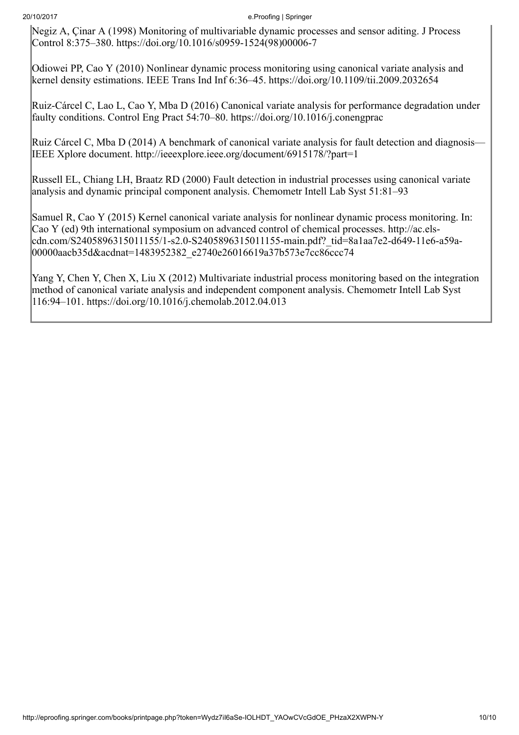Negiz A, Çinar A (1998) Monitoring of multivariable dynamic processes and sensor aditing. J Process Control 8:375–380. https://doi.org/10.1016/s0959-1524(98)00006-7

Odiowei PP, Cao Y (2010) Nonlinear dynamic process monitoring using canonical variate analysis and kernel density estimations. IEEE Trans Ind Inf 6:36–45. https://doi.org/10.1109/tii.2009.2032654

Ruiz-Cárcel C, Lao L, Cao Y, Mba D (2016) Canonical variate analysis for performance degradation under faulty conditions. Control Eng Pract 54:70–80. https://doi.org/10.1016/j.conengprac

Ruiz Cárcel C, Mba D (2014) A benchmark of canonical variate analysis for fault detection and diagnosis—IEEE Xplore document. http://ieeexplore.ieee.org/document/6915178/?part=1

Russell EL, Chiang LH, Braatz RD (2000) Fault detection in industrial processes using canonical variate analysis and dynamic principal component analysis. Chemometr Intell Lab Syst 51:81–93

Samuel R, Cao Y (2015) Kernel canonical variate analysis for nonlinear dynamic process monitoring. In: Cao Y (ed) 9th international symposium on advanced control of chemical processes. http://ac.els-cdn.com/S2405896315011155/1-s2.0-S2405896315011155-main.pdf?_tid=8a1aa7e2-d649-11e6-a59a-00000aacb35d&acdnat=1483952382_e2740e26016619a37b573e7cc86ccc74

Yang Y, Chen Y, Chen X, Liu X (2012) Multivariate industrial process monitoring based on the integration method of canonical variate analysis and independent component analysis. Chemometr Intell Lab Syst 116:94–101. https://doi.org/10.1016/j.chemolab.2012.04.013